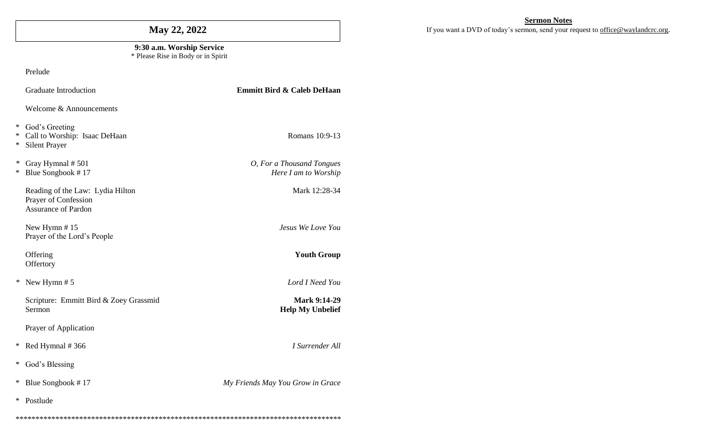# May 22, 2022

**9:30 a.m. Worship Service**
\* Please Rise in Body or in Spirit

| | | |
|---|---|---|
| | Prelude | |
| | Graduate Introduction | **Emmitt Bird & Caleb DeHaan** |
| | Welcome & Announcements | |
| * | God's Greeting | |
| * | Call to Worship: Isaac DeHaan | Romans 10:9-13 |
| * | Silent Prayer | |
| * | Gray Hymnal # 501 | *O, For a Thousand Tongues* |
| * | Blue Songbook # 17 | *Here I am to Worship* |
| | Reading of the Law: Lydia Hilton | Mark 12:28-34 |
| | Prayer of Confession | |
| | Assurance of Pardon | |
| | New Hymn # 15 | *Jesus We Love You* |
| | Prayer of the Lord's People | |
| | Offering | **Youth Group** |
| | Offertory | |
| * | New Hymn # 5 | *Lord I Need You* |
| | Scripture: Emmitt Bird & Zoey Grassmid | **Mark 9:14-29** |
| | Sermon | **Help My Unbelief** |
| | Prayer of Application | |
| * | Red Hymnal # 366 | *I Surrender All* |
| * | God's Blessing | |
| * | Blue Songbook # 17 | *My Friends May You Grow in Grace* |
| * | Postlude | |

\*\*\*\*\*\*\*\*\*\*\*\*\*\*\*\*\*\*\*\*\*\*\*\*\*\*\*\*\*\*\*\*\*\*\*\*\*\*\*\*\*\*\*\*\*\*\*\*\*\*\*\*\*\*\*\*\*\*\*\*\*\*\*\*\*\*\*\*\*\*\*\*\*\*\*\*\*\*\*\*\*\*\*\*

**Sermon Notes**

If you want a DVD of today's sermon, send your request to office@waylandcrc.org.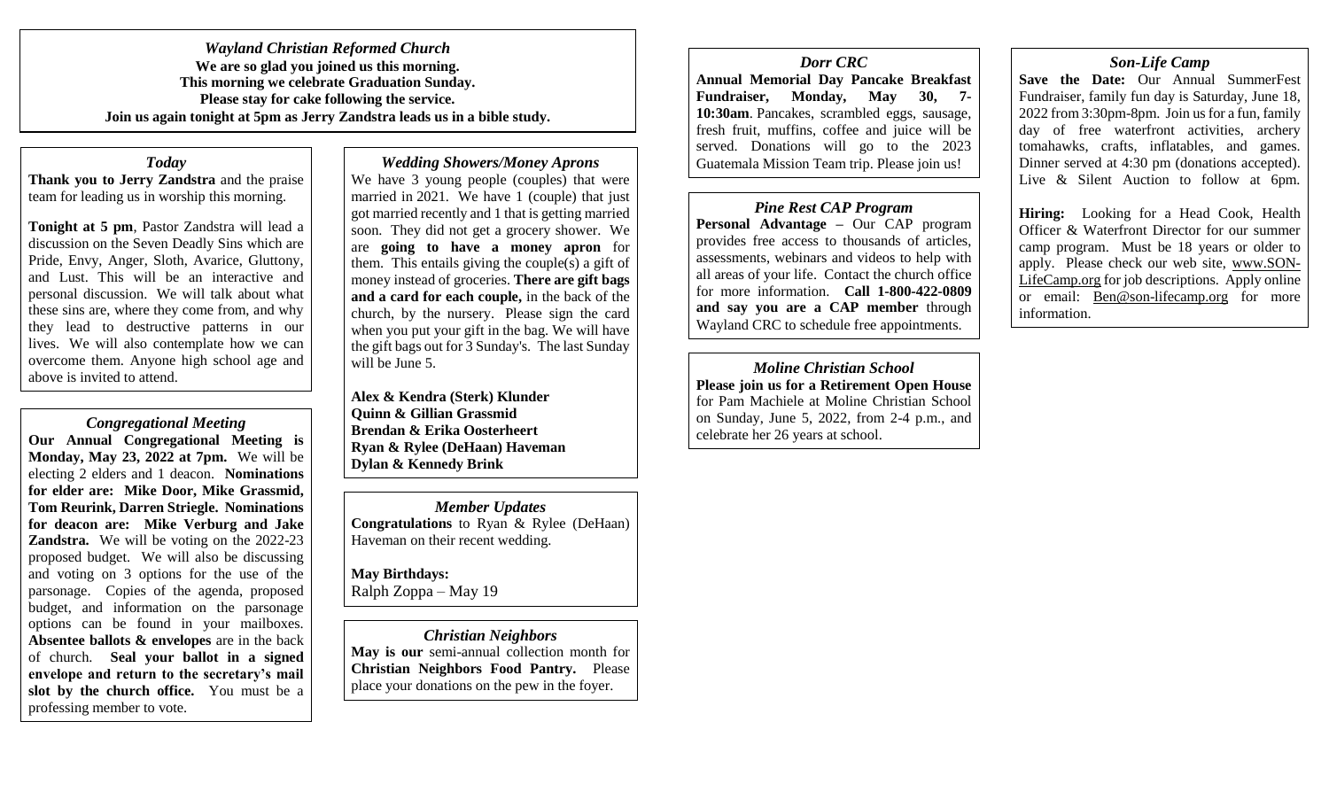## *Wayland Christian Reformed Church*

**We are so glad you joined us this morning.**
**This morning we celebrate Graduation Sunday.**
**Please stay for cake following the service.**
**Join us again tonight at 5pm as Jerry Zandstra leads us in a bible study.**

### *Today*

**Thank you to Jerry Zandstra** and the praise team for leading us in worship this morning.

**Tonight at 5 pm**, Pastor Zandstra will lead a discussion on the Seven Deadly Sins which are Pride, Envy, Anger, Sloth, Avarice, Gluttony, and Lust. This will be an interactive and personal discussion. We will talk about what these sins are, where they come from, and why they lead to destructive patterns in our lives. We will also contemplate how we can overcome them. Anyone high school age and above is invited to attend.

### *Congregational Meeting*

**Our Annual Congregational Meeting is Monday, May 23, 2022 at 7pm.** We will be electing 2 elders and 1 deacon. **Nominations for elder are: Mike Door, Mike Grassmid, Tom Reurink, Darren Striegle. Nominations for deacon are: Mike Verburg and Jake Zandstra.** We will be voting on the 2022-23 proposed budget. We will also be discussing and voting on 3 options for the use of the parsonage. Copies of the agenda, proposed budget, and information on the parsonage options can be found in your mailboxes. **Absentee ballots & envelopes** are in the back of church. **Seal your ballot in a signed envelope and return to the secretary's mail slot by the church office.** You must be a professing member to vote.

### *Wedding Showers/Money Aprons*

We have 3 young people (couples) that were married in 2021. We have 1 (couple) that just got married recently and 1 that is getting married soon. They did not get a grocery shower. We are **going to have a money apron** for them. This entails giving the couple(s) a gift of money instead of groceries. **There are gift bags and a card for each couple,** in the back of the church, by the nursery. Please sign the card when you put your gift in the bag. We will have the gift bags out for 3 Sunday's. The last Sunday will be June 5.

**Alex & Kendra (Sterk) Klunder**
**Quinn & Gillian Grassmid**
**Brendan & Erika Oosterheert**
**Ryan & Rylee (DeHaan) Haveman**
**Dylan & Kennedy Brink**

### *Member Updates*

**Congratulations** to Ryan & Rylee (DeHaan) Haveman on their recent wedding.

**May Birthdays:**
Ralph Zoppa – May 19

### *Christian Neighbors*

**May is our** semi-annual collection month for **Christian Neighbors Food Pantry.** Please place your donations on the pew in the foyer.

### *Dorr CRC*

**Annual Memorial Day Pancake Breakfast Fundraiser, Monday, May 30, 7-10:30am**. Pancakes, scrambled eggs, sausage, fresh fruit, muffins, coffee and juice will be served. Donations will go to the 2023 Guatemala Mission Team trip. Please join us!

### *Pine Rest CAP Program*

**Personal Advantage –** Our CAP program provides free access to thousands of articles, assessments, webinars and videos to help with all areas of your life. Contact the church office for more information. **Call 1-800-422-0809 and say you are a CAP member** through Wayland CRC to schedule free appointments.

### *Moline Christian School*

**Please join us for a Retirement Open House** for Pam Machiele at Moline Christian School on Sunday, June 5, 2022, from 2-4 p.m., and celebrate her 26 years at school.

### *Son-Life Camp*

**Save the Date:** Our Annual SummerFest Fundraiser, family fun day is Saturday, June 18, 2022 from 3:30pm-8pm. Join us for a fun, family day of free waterfront activities, archery tomahawks, crafts, inflatables, and games. Dinner served at 4:30 pm (donations accepted). Live & Silent Auction to follow at 6pm.

**Hiring:** Looking for a Head Cook, Health Officer & Waterfront Director for our summer camp program. Must be 18 years or older to apply. Please check our web site, www.SON-LifeCamp.org for job descriptions. Apply online or email: Ben@son-lifecamp.org for more information.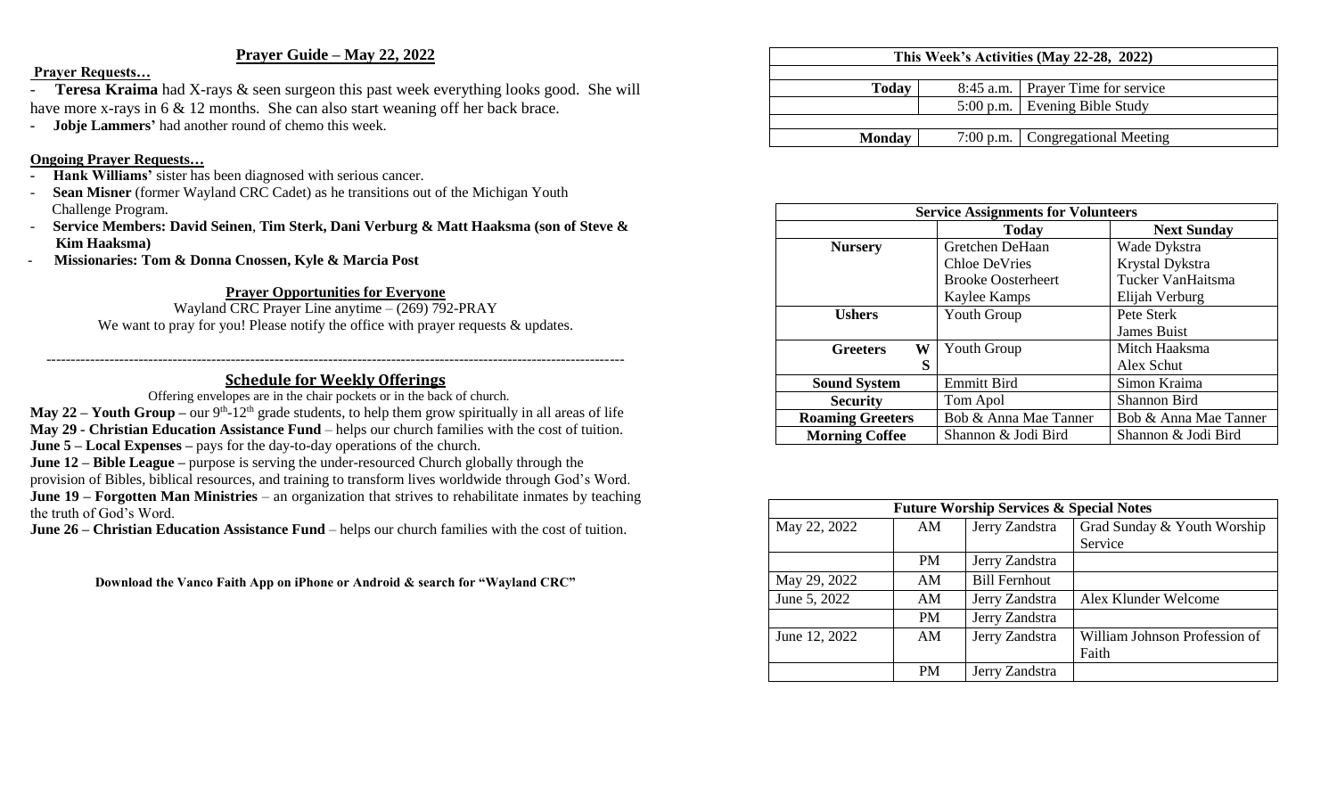## Prayer Guide – May 22, 2022

**Prayer Requests…**

- **Teresa Kraima** had X-rays & seen surgeon this past week everything looks good. She will have more x-rays in 6 & 12 months. She can also start weaning off her back brace.
- **Jobje Lammers'** had another round of chemo this week.

**Ongoing Prayer Requests…**

- **Hank Williams'** sister has been diagnosed with serious cancer.
- **Sean Misner** (former Wayland CRC Cadet) as he transitions out of the Michigan Youth Challenge Program.
- **Service Members: David Seinen**, **Tim Sterk, Dani Verburg & Matt Haaksma (son of Steve & Kim Haaksma)**
- **Missionaries: Tom & Donna Cnossen, Kyle & Marcia Post**

**Prayer Opportunities for Everyone**

Wayland CRC Prayer Line anytime – (269) 792-PRAY
We want to pray for you! Please notify the office with prayer requests & updates.

---

## Schedule for Weekly Offerings

Offering envelopes are in the chair pockets or in the back of church.

**May 22 – Youth Group –** our 9th-12th grade students, to help them grow spiritually in all areas of life
**May 29 - Christian Education Assistance Fund** – helps our church families with the cost of tuition.
**June 5 – Local Expenses –** pays for the day-to-day operations of the church.
**June 12 – Bible League –** purpose is serving the under-resourced Church globally through the provision of Bibles, biblical resources, and training to transform lives worldwide through God's Word.
**June 19 – Forgotten Man Ministries** – an organization that strives to rehabilitate inmates by teaching the truth of God's Word.
**June 26 – Christian Education Assistance Fund** – helps our church families with the cost of tuition.

**Download the Vanco Faith App on iPhone or Android & search for "Wayland CRC"**

| This Week's Activities (May 22-28, 2022) | | |
|---|---|---|
| **Today** | 8:45 a.m. | Prayer Time for service |
| | 5:00 p.m. | Evening Bible Study |
| **Monday** | 7:00 p.m. | Congregational Meeting |

| Service Assignments for Volunteers | | |
|---|---|---|
| | **Today** | **Next Sunday** |
| **Nursery** | Gretchen DeHaan<br>Chloe DeVries<br>Brooke Oosterheert<br>Kaylee Kamps | Wade Dykstra<br>Krystal Dykstra<br>Tucker VanHaitsma<br>Elijah Verburg |
| **Ushers** | Youth Group | Pete Sterk<br>James Buist |
| **Greeters W / S** | Youth Group | Mitch Haaksma<br>Alex Schut |
| **Sound System** | Emmitt Bird | Simon Kraima |
| **Security** | Tom Apol | Shannon Bird |
| **Roaming Greeters** | Bob & Anna Mae Tanner | Bob & Anna Mae Tanner |
| **Morning Coffee** | Shannon & Jodi Bird | Shannon & Jodi Bird |

| Future Worship Services & Special Notes | | | |
|---|---|---|---|
| May 22, 2022 | AM | Jerry Zandstra | Grad Sunday & Youth Worship Service |
| | PM | Jerry Zandstra | |
| May 29, 2022 | AM | Bill Fernhout | |
| June 5, 2022 | AM | Jerry Zandstra | Alex Klunder Welcome |
| | PM | Jerry Zandstra | |
| June 12, 2022 | AM | Jerry Zandstra | William Johnson Profession of Faith |
| | PM | Jerry Zandstra | |